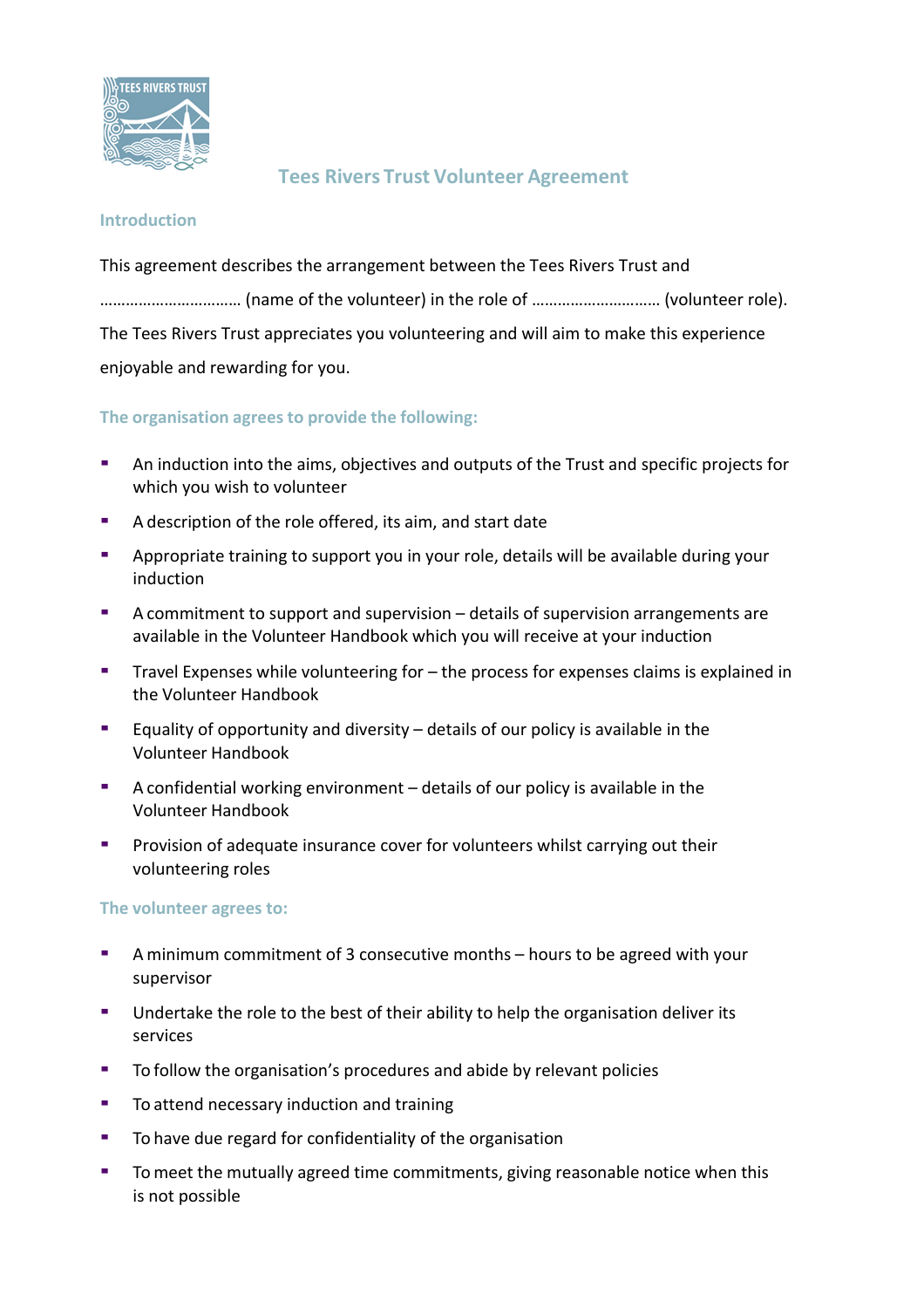# Tees Rivers Trust Volunteer Agreement

## Introduction

This agreement describes the arrangement between the Tees Rivers Trust and

…………………………… (name of the volunteer) in the role of ………………………… (volunteer role).

The Tees Rivers Trust appreciates you volunteering and will aim to make this experience enjoyable and rewarding for you.

## The organisation agrees to provide the following:

- An induction into the aims, objectives and outputs of the Trust and specific projects for which you wish to volunteer
- A description of the role offered, its aim, and start date
- Appropriate training to support you in your role, details will be available during your induction
- A commitment to support and supervision – details of supervision arrangements are available in the Volunteer Handbook which you will receive at your induction
- Travel Expenses while volunteering for – the process for expenses claims is explained in the Volunteer Handbook
- Equality of opportunity and diversity – details of our policy is available in the Volunteer Handbook
- A confidential working environment – details of our policy is available in the Volunteer Handbook
- Provision of adequate insurance cover for volunteers whilst carrying out their volunteering roles

## The volunteer agrees to:

- A minimum commitment of 3 consecutive months – hours to be agreed with your supervisor
- Undertake the role to the best of their ability to help the organisation deliver its services
- To follow the organisation's procedures and abide by relevant policies
- To attend necessary induction and training
- To have due regard for confidentiality of the organisation
- To meet the mutually agreed time commitments, giving reasonable notice when this is not possible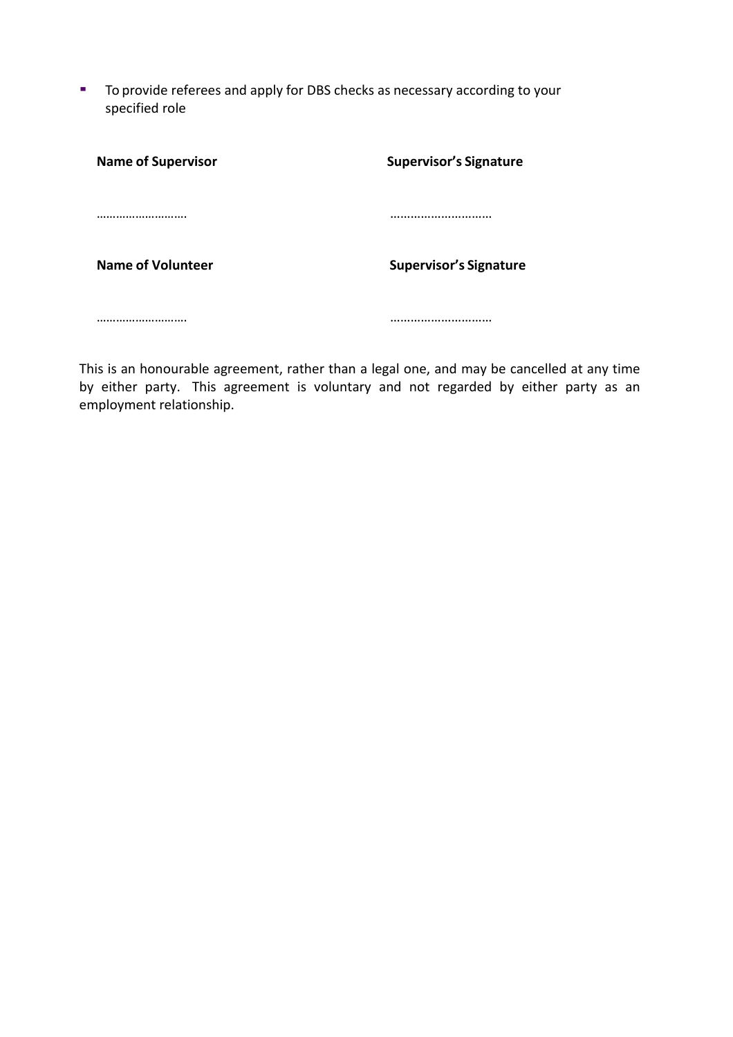- To provide referees and apply for DBS checks as necessary according to your specified role

| | |
|---|---|
| **Name of Supervisor** | **Supervisor's Signature** |
| ……………………… | ……………………….. |
| **Name of Volunteer** | **Supervisor's Signature** |
| ……………………… | ……………………….. |

This is an honourable agreement, rather than a legal one, and may be cancelled at any time by either party. This agreement is voluntary and not regarded by either party as an employment relationship.